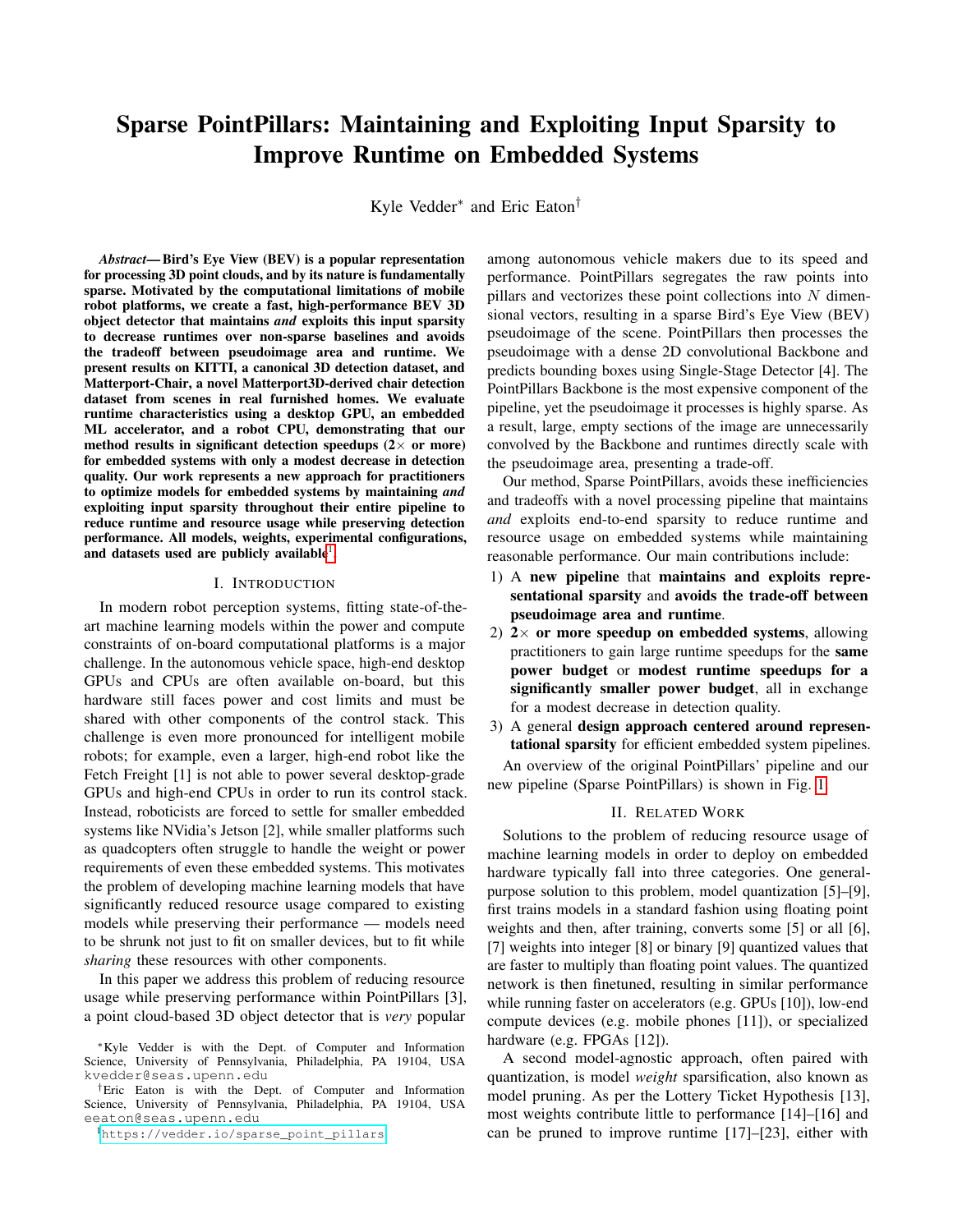# Sparse PointPillars: Maintaining and Exploiting Input Sparsity to Improve Runtime on Embedded Systems

Kyle Vedder* and Eric Eaton†

***Abstract*— Bird's Eye View (BEV) is a popular representation for processing 3D point clouds, and by its nature is fundamentally sparse. Motivated by the computational limitations of mobile robot platforms, we create a fast, high-performance BEV 3D object detector that maintains *and* exploits this input sparsity to decrease runtimes over non-sparse baselines and avoids the tradeoff between pseudoimage area and runtime. We present results on KITTI, a canonical 3D detection dataset, and Matterport-Chair, a novel Matterport3D-derived chair detection dataset from scenes in real furnished homes. We evaluate runtime characteristics using a desktop GPU, an embedded ML accelerator, and a robot CPU, demonstrating that our method results in significant detection speedups (2× or more) for embedded systems with only a modest decrease in detection quality. Our work represents a new approach for practitioners to optimize models for embedded systems by maintaining *and* exploiting input sparsity throughout their entire pipeline to reduce runtime and resource usage while preserving detection performance. All models, weights, experimental configurations, and datasets used are publicly available[1].**

## I. Introduction

In modern robot perception systems, fitting state-of-the-art machine learning models within the power and compute constraints of on-board computational platforms is a major challenge. In the autonomous vehicle space, high-end desktop GPUs and CPUs are often available on-board, but this hardware still faces power and cost limits and must be shared with other components of the control stack. This challenge is even more pronounced for intelligent mobile robots; for example, even a larger, high-end robot like the Fetch Freight [1] is not able to power several desktop-grade GPUs and high-end CPUs in order to run its control stack. Instead, roboticists are forced to settle for smaller embedded systems like NVidia's Jetson [2], while smaller platforms such as quadcopters often struggle to handle the weight or power requirements of even these embedded systems. This motivates the problem of developing machine learning models that have significantly reduced resource usage compared to existing models while preserving their performance — models need to be shrunk not just to fit on smaller devices, but to fit while *sharing* these resources with other components.

In this paper we address this problem of reducing resource usage while preserving performance within PointPillars [3], a point cloud-based 3D object detector that is *very* popular among autonomous vehicle makers due to its speed and performance. PointPillars segregates the raw points into pillars and vectorizes these point collections into $N$ dimensional vectors, resulting in a sparse Bird's Eye View (BEV) pseudoimage of the scene. PointPillars then processes the pseudoimage with a dense 2D convolutional Backbone and predicts bounding boxes using Single-Stage Detector [4]. The PointPillars Backbone is the most expensive component of the pipeline, yet the pseudoimage it processes is highly sparse. As a result, large, empty sections of the image are unnecessarily convolved by the Backbone and runtimes directly scale with the pseudoimage area, presenting a trade-off.

Our method, Sparse PointPillars, avoids these inefficiencies and tradeoffs with a novel processing pipeline that maintains *and* exploits end-to-end sparsity to reduce runtime and resource usage on embedded systems while maintaining reasonable performance. Our main contributions include:

1) A **new pipeline** that **maintains and exploits representational sparsity** and **avoids the trade-off between pseudoimage area and runtime**.
2) **2× or more speedup on embedded systems**, allowing practitioners to gain large runtime speedups for the **same power budget** or **modest runtime speedups for a significantly smaller power budget**, all in exchange for a modest decrease in detection quality.
3) A general **design approach centered around representational sparsity** for efficient embedded system pipelines.

An overview of the original PointPillars' pipeline and our new pipeline (Sparse PointPillars) is shown in Fig. 1.

## II. Related Work

Solutions to the problem of reducing resource usage of machine learning models in order to deploy on embedded hardware typically fall into three categories. One general-purpose solution to this problem, model quantization [5]–[9], first trains models in a standard fashion using floating point weights and then, after training, converts some [5] or all [6], [7] weights into integer [8] or binary [9] quantized values that are faster to multiply than floating point values. The quantized network is then finetuned, resulting in similar performance while running faster on accelerators (e.g. GPUs [10]), low-end compute devices (e.g. mobile phones [11]), or specialized hardware (e.g. FPGAs [12]).

A second model-agnostic approach, often paired with quantization, is model *weight* sparsification, also known as model pruning. As per the Lottery Ticket Hypothesis [13], most weights contribute little to performance [14]–[16] and can be pruned to improve runtime [17]–[23], either with

*Kyle Vedder is with the Dept. of Computer and Information Science, University of Pennsylvania, Philadelphia, PA 19104, USA kvedder@seas.upenn.edu

†Eric Eaton is with the Dept. of Computer and Information Science, University of Pennsylvania, Philadelphia, PA 19104, USA eeaton@seas.upenn.edu

[1] https://vedder.io/sparse_point_pillars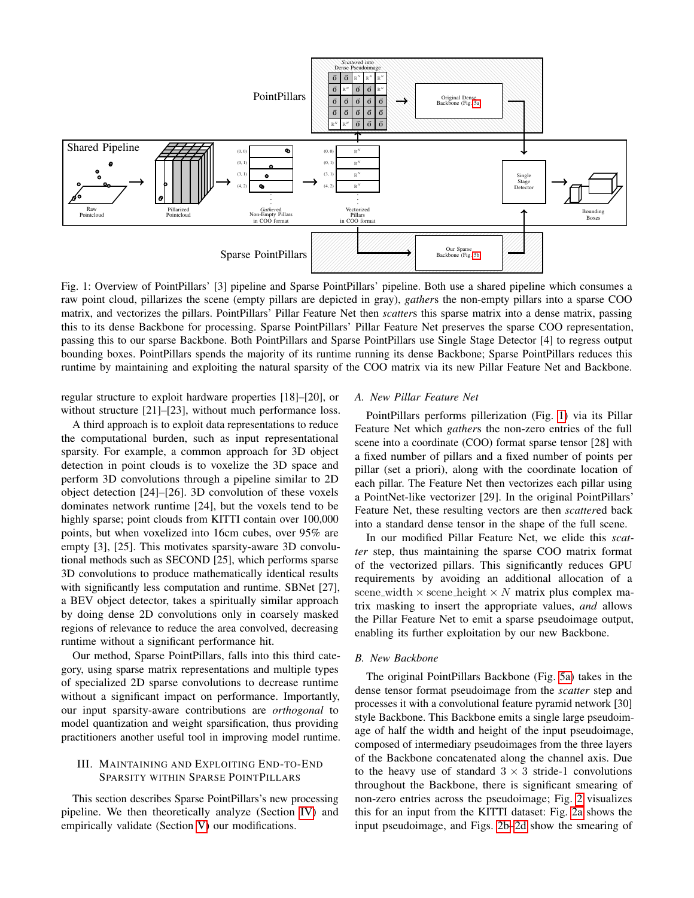Fig. 1: Overview of PointPillars' [3] pipeline and Sparse PointPillars' pipeline. Both use a shared pipeline which consumes a raw point cloud, pillarizes the scene (empty pillars are depicted in gray), *gather*s the non-empty pillars into a sparse COO matrix, and vectorizes the pillars. PointPillars' Pillar Feature Net then *scatter*s this sparse matrix into a dense matrix, passing this to its dense Backbone for processing. Sparse PointPillars' Pillar Feature Net preserves the sparse COO representation, passing this to our sparse Backbone. Both PointPillars and Sparse PointPillars use Single Stage Detector [4] to regress output bounding boxes. PointPillars spends the majority of its runtime running its dense Backbone; Sparse PointPillars reduces this runtime by maintaining and exploiting the natural sparsity of the COO matrix via its new Pillar Feature Net and Backbone.

regular structure to exploit hardware properties [18]–[20], or without structure [21]–[23], without much performance loss.

A third approach is to exploit data representations to reduce the computational burden, such as input representational sparsity. For example, a common approach for 3D object detection in point clouds is to voxelize the 3D space and perform 3D convolutions through a pipeline similar to 2D object detection [24]–[26]. 3D convolution of these voxels dominates network runtime [24], but the voxels tend to be highly sparse; point clouds from KITTI contain over 100,000 points, but when voxelized into 16cm cubes, over 95% are empty [3], [25]. This motivates sparsity-aware 3D convolutional methods such as SECOND [25], which performs sparse 3D convolutions to produce mathematically identical results with significantly less computation and runtime. SBNet [27], a BEV object detector, takes a spiritually similar approach by doing dense 2D convolutions only in coarsely masked regions of relevance to reduce the area convolved, decreasing runtime without a significant performance hit.

Our method, Sparse PointPillars, falls into this third category, using sparse matrix representations and multiple types of specialized 2D sparse convolutions to decrease runtime without a significant impact on performance. Importantly, our input sparsity-aware contributions are *orthogonal* to model quantization and weight sparsification, thus providing practitioners another useful tool in improving model runtime.

## III. Maintaining and Exploiting End-to-End Sparsity within Sparse PointPillars

This section describes Sparse PointPillars's new processing pipeline. We then theoretically analyze (Section IV) and empirically validate (Section V) our modifications.

### A. New Pillar Feature Net

PointPillars performs pillerization (Fig. 1) via its Pillar Feature Net which *gather*s the non-zero entries of the full scene into a coordinate (COO) format sparse tensor [28] with a fixed number of pillars and a fixed number of points per pillar (set a priori), along with the coordinate location of each pillar. The Feature Net then vectorizes each pillar using a PointNet-like vectorizer [29]. In the original PointPillars' Feature Net, these resulting vectors are then *scatter*ed back into a standard dense tensor in the shape of the full scene.

In our modified Pillar Feature Net, we elide this *scatter* step, thus maintaining the sparse COO matrix format of the vectorized pillars. This significantly reduces GPU requirements by avoiding an additional allocation of a $\text{scene\_width} \times \text{scene\_height} \times N$ matrix plus complex matrix masking to insert the appropriate values, *and* allows the Pillar Feature Net to emit a sparse pseudoimage output, enabling its further exploitation by our new Backbone.

### B. New Backbone

The original PointPillars Backbone (Fig. 5a) takes in the dense tensor format pseudoimage from the *scatter* step and processes it with a convolutional feature pyramid network [30] style Backbone. This Backbone emits a single large pseudoimage of half the width and height of the input pseudoimage, composed of intermediary pseudoimages from the three layers of the Backbone concatenated along the channel axis. Due to the heavy use of standard $3 \times 3$ stride-1 convolutions throughout the Backbone, there is significant smearing of non-zero entries across the pseudoimage; Fig. 2 visualizes this for an input from the KITTI dataset: Fig. 2a shows the input pseudoimage, and Figs. 2b–2d show the smearing of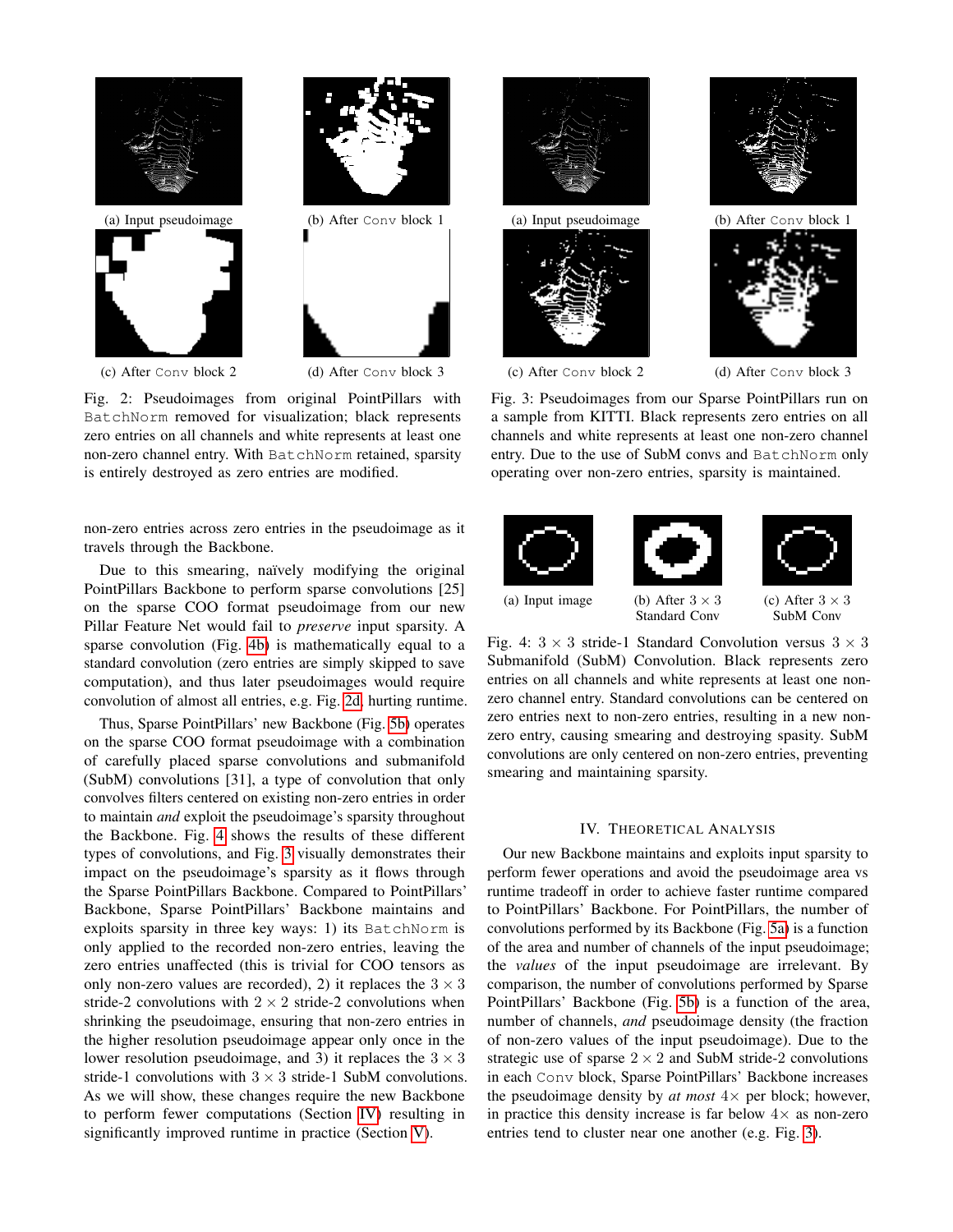(a) Input pseudoimage

(b) After Conv block 1

(c) After Conv block 2

(d) After Conv block 3

Fig. 2: Pseudoimages from original PointPillars with BatchNorm removed for visualization; black represents zero entries on all channels and white represents at least one non-zero channel entry. With BatchNorm retained, sparsity is entirely destroyed as zero entries are modified.

(a) Input pseudoimage

(b) After Conv block 1

(c) After Conv block 2

(d) After Conv block 3

Fig. 3: Pseudoimages from our Sparse PointPillars run on a sample from KITTI. Black represents zero entries on all channels and white represents at least one non-zero channel entry. Due to the use of SubM convs and BatchNorm only operating over non-zero entries, sparsity is maintained.

non-zero entries across zero entries in the pseudoimage as it travels through the Backbone.

Due to this smearing, naïvely modifying the original PointPillars Backbone to perform sparse convolutions [25] on the sparse COO format pseudoimage from our new Pillar Feature Net would fail to *preserve* input sparsity. A sparse convolution (Fig. 4b) is mathematically equal to a standard convolution (zero entries are simply skipped to save computation), and thus later pseudoimages would require convolution of almost all entries, e.g. Fig. 2d, hurting runtime.

Thus, Sparse PointPillars' new Backbone (Fig. 5b) operates on the sparse COO format pseudoimage with a combination of carefully placed sparse convolutions and submanifold (SubM) convolutions [31], a type of convolution that only convolves filters centered on existing non-zero entries in order to maintain *and* exploit the pseudoimage's sparsity throughout the Backbone. Fig. 4 shows the results of these different types of convolutions, and Fig. 3 visually demonstrates their impact on the pseudoimage's sparsity as it flows through the Sparse PointPillars Backbone. Compared to PointPillars' Backbone, Sparse PointPillars' Backbone maintains and exploits sparsity in three key ways: 1) its BatchNorm is only applied to the recorded non-zero entries, leaving the zero entries unaffected (this is trivial for COO tensors as only non-zero values are recorded), 2) it replaces the $3 \times 3$ stride-2 convolutions with $2 \times 2$ stride-2 convolutions when shrinking the pseudoimage, ensuring that non-zero entries in the higher resolution pseudoimage appear only once in the lower resolution pseudoimage, and 3) it replaces the $3 \times 3$ stride-1 convolutions with $3 \times 3$ stride-1 SubM convolutions. As we will show, these changes require the new Backbone to perform fewer computations (Section IV) resulting in significantly improved runtime in practice (Section V).

(a) Input image

(b) After $3 \times 3$ Standard Conv

(c) After $3 \times 3$ SubM Conv

Fig. 4: $3 \times 3$ stride-1 Standard Convolution versus $3 \times 3$ Submanifold (SubM) Convolution. Black represents zero entries on all channels and white represents at least one non-zero channel entry. Standard convolutions can be centered on zero entries next to non-zero entries, resulting in a new non-zero entry, causing smearing and destroying spasity. SubM convolutions are only centered on non-zero entries, preventing smearing and maintaining sparsity.

## IV. Theoretical Analysis

Our new Backbone maintains and exploits input sparsity to perform fewer operations and avoid the pseudoimage area vs runtime tradeoff in order to achieve faster runtime compared to PointPillars' Backbone. For PointPillars, the number of convolutions performed by its Backbone (Fig. 5a) is a function of the area and number of channels of the input pseudoimage; the *values* of the input pseudoimage are irrelevant. By comparison, the number of convolutions performed by Sparse PointPillars' Backbone (Fig. 5b) is a function of the area, number of channels, *and* pseudoimage density (the fraction of non-zero values of the input pseudoimage). Due to the strategic use of sparse $2 \times 2$ and SubM stride-2 convolutions in each Conv block, Sparse PointPillars' Backbone increases the pseudoimage density by *at most* $4\times$ per block; however, in practice this density increase is far below $4\times$ as non-zero entries tend to cluster near one another (e.g. Fig. 3).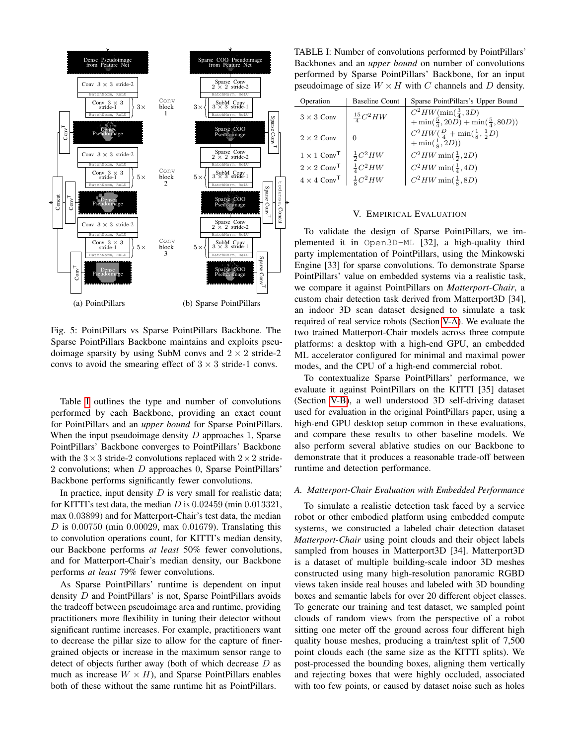(a) PointPillars (b) Sparse PointPillars

Fig. 5: PointPillars vs Sparse PointPillars Backbone. The Sparse PointPillars Backbone maintains and exploits pseudoimage sparsity by using SubM convs and $2 \times 2$ stride-2 convs to avoid the smearing effect of $3 \times 3$ stride-1 convs.

Table I outlines the type and number of convolutions performed by each Backbone, providing an exact count for PointPillars and an *upper bound* for Sparse PointPillars. When the input pseudoimage density $D$ approaches 1, Sparse PointPillars' Backbone converges to PointPillars' Backbone with the $3 \times 3$ stride-2 convolutions replaced with $2 \times 2$ stride-2 convolutions; when $D$ approaches 0, Sparse PointPillars' Backbone performs significantly fewer convolutions.

In practice, input density $D$ is very small for realistic data; for KITTI's test data, the median $D$ is $0.02459$ (min $0.013321$, max $0.03899$) and for Matterport-Chair's test data, the median $D$ is $0.00750$ (min $0.00029$, max $0.01679$). Translating this to convolution operations count, for KITTI's median density, our Backbone performs *at least* 50% fewer convolutions, and for Matterport-Chair's median density, our Backbone performs *at least* 79% fewer convolutions.

As Sparse PointPillars' runtime is dependent on input density $D$ and PointPillars' is not, Sparse PointPillars avoids the tradeoff between pseudoimage area and runtime, providing practitioners more flexibility in tuning their detector without significant runtime increases. For example, practitioners want to decrease the pillar size to allow for the capture of finer-grained objects or increase in the maximum sensor range to detect of objects further away (both of which decrease $D$ as much as increase $W \times H$), and Sparse PointPillars enables both of these without the same runtime hit as PointPillars.

TABLE I: Number of convolutions performed by PointPillars' Backbones and an *upper bound* on number of convolutions performed by Sparse PointPillars' Backbone, for an input pseudoimage of size $W \times H$ with $C$ channels and $D$ density.

| Operation | Baseline Count | Sparse PointPillars's Upper Bound |
|---|---|---|
| $3 \times 3$ Conv | $\frac{15}{4}C^2HW$ | $C^2HW(\min(\frac{3}{4}, 3D) + \min(\frac{5}{4}, 20D) + \min(\frac{5}{4}, 80D))$ |
| $2 \times 2$ Conv | $0$ | $C^2HW(\frac{D}{4} + \min(\frac{1}{8}, \frac{1}{2}D) + \min(\frac{1}{8}, 2D))$ |
| $1 \times 1$ Conv$^\mathsf{T}$ | $\frac{1}{2}C^2HW$ | $C^2HW\min(\frac{1}{2}, 2D)$ |
| $2 \times 2$ Conv$^\mathsf{T}$ | $\frac{1}{4}C^2HW$ | $C^2HW\min(\frac{1}{4}, 4D)$ |
| $4 \times 4$ Conv$^\mathsf{T}$ | $\frac{1}{8}C^2HW$ | $C^2HW\min(\frac{1}{8}, 8D)$ |

## V. Empirical Evaluation

To validate the design of Sparse PointPillars, we implemented it in Open3D-ML [32], a high-quality third party implementation of PointPillars, using the Minkowski Engine [33] for sparse convolutions. To demonstrate Sparse PointPillars' value on embedded systems via a realistic task, we compare it against PointPillars on *Matterport-Chair*, a custom chair detection task derived from Matterport3D [34], an indoor 3D scan dataset designed to simulate a task required of real service robots (Section V-A). We evaluate the two trained Matterport-Chair models across three compute platforms: a desktop with a high-end GPU, an embedded ML accelerator configured for minimal and maximal power modes, and the CPU of a high-end commercial robot.

To contextualize Sparse PointPillars' performance, we evaluate it against PointPillars on the KITTI [35] dataset (Section V-B), a well understood 3D self-driving dataset used for evaluation in the original PointPillars paper, using a high-end GPU desktop setup common in these evaluations, and compare these results to other baseline models. We also perform several ablative studies on our Backbone to demonstrate that it produces a reasonable trade-off between runtime and detection performance.

### A. Matterport-Chair Evaluation with Embedded Performance

To simulate a realistic detection task faced by a service robot or other embodied platform using embedded compute systems, we constructed a labeled chair detection dataset *Matterport-Chair* using point clouds and their object labels sampled from houses in Matterport3D [34]. Matterport3D is a dataset of multiple building-scale indoor 3D meshes constructed using many high-resolution panoramic RGBD views taken inside real houses and labeled with 3D bounding boxes and semantic labels for over 20 different object classes. To generate our training and test dataset, we sampled point clouds of random views from the perspective of a robot sitting one meter off the ground across four different high quality house meshes, producing a train/test split of 7,500 point clouds each (the same size as the KITTI splits). We post-processed the bounding boxes, aligning them vertically and rejecting boxes that were highly occluded, associated with too few points, or caused by dataset noise such as holes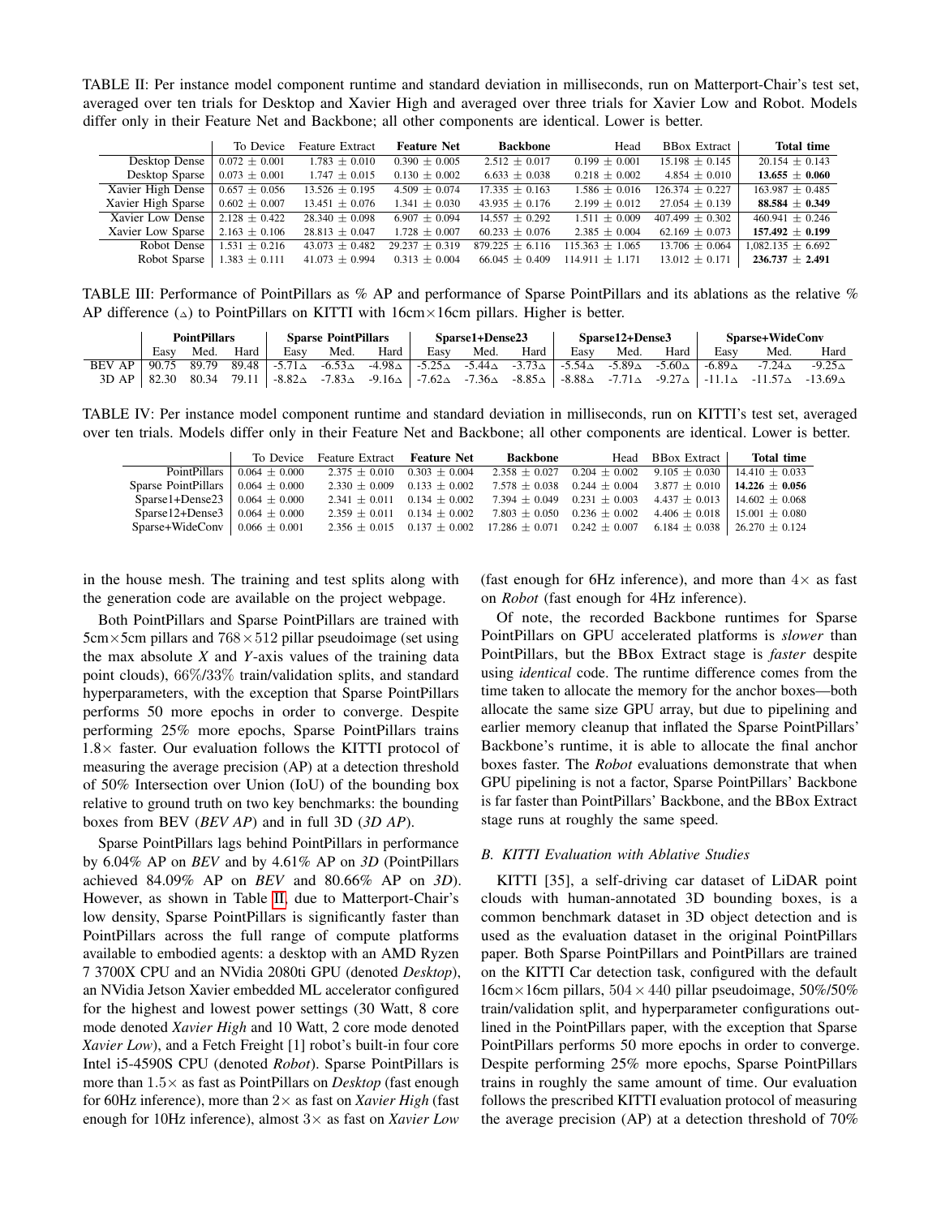TABLE II: Per instance model component runtime and standard deviation in milliseconds, run on Matterport-Chair's test set, averaged over ten trials for Desktop and Xavier High and averaged over three trials for Xavier Low and Robot. Models differ only in their Feature Net and Backbone; all other components are identical. Lower is better.

| | To Device | Feature Extract | **Feature Net** | **Backbone** | Head | BBox Extract | **Total time** |
|---|---|---|---|---|---|---|---|
| Desktop Dense | $0.072 \pm 0.001$ | $1.783 \pm 0.010$ | $0.390 \pm 0.005$ | $2.512 \pm 0.017$ | $0.199 \pm 0.001$ | $15.198 \pm 0.145$ | $20.154 \pm 0.143$ |
| Desktop Sparse | $0.073 \pm 0.001$ | $1.747 \pm 0.015$ | $0.130 \pm 0.002$ | $6.633 \pm 0.038$ | $0.218 \pm 0.002$ | $4.854 \pm 0.010$ | $\mathbf{13.655 \pm 0.060}$ |
| Xavier High Dense | $0.657 \pm 0.056$ | $13.526 \pm 0.195$ | $4.509 \pm 0.074$ | $17.335 \pm 0.163$ | $1.586 \pm 0.016$ | $126.374 \pm 0.227$ | $163.987 \pm 0.485$ |
| Xavier High Sparse | $0.602 \pm 0.007$ | $13.451 \pm 0.076$ | $1.341 \pm 0.030$ | $43.935 \pm 0.176$ | $2.199 \pm 0.012$ | $27.054 \pm 0.139$ | $\mathbf{88.584 \pm 0.349}$ |
| Xavier Low Dense | $2.128 \pm 0.422$ | $28.340 \pm 0.098$ | $6.907 \pm 0.094$ | $14.557 \pm 0.292$ | $1.511 \pm 0.009$ | $407.499 \pm 0.302$ | $460.941 \pm 0.246$ |
| Xavier Low Sparse | $2.163 \pm 0.106$ | $28.813 \pm 0.047$ | $1.728 \pm 0.007$ | $60.233 \pm 0.076$ | $2.385 \pm 0.004$ | $62.169 \pm 0.073$ | $\mathbf{157.492 \pm 0.199}$ |
| Robot Dense | $1.531 \pm 0.216$ | $43.073 \pm 0.482$ | $29.237 \pm 0.319$ | $879.225 \pm 6.116$ | $115.363 \pm 1.065$ | $13.706 \pm 0.064$ | $1{,}082.135 \pm 6.692$ |
| Robot Sparse | $1.383 \pm 0.111$ | $41.073 \pm 0.994$ | $0.313 \pm 0.004$ | $66.045 \pm 0.409$ | $114.911 \pm 1.171$ | $13.012 \pm 0.171$ | $\mathbf{236.737 \pm 2.491}$ |

TABLE III: Performance of PointPillars as % AP and performance of Sparse PointPillars and its ablations as the relative % AP difference ($_\triangle$) to PointPillars on KITTI with 16cm×16cm pillars. Higher is better.

| | **PointPillars** | | | **Sparse PointPillars** | | | **Sparse1+Dense23** | | | **Sparse12+Dense3** | | | **Sparse+WideConv** | | |
|---|---|---|---|---|---|---|---|---|---|---|---|---|---|---|---|
| | Easy | Med. | Hard | Easy | Med. | Hard | Easy | Med. | Hard | Easy | Med. | Hard | Easy | Med. | Hard |
| BEV AP | 90.75 | 89.79 | 89.48 | $-5.71_\triangle$ | $-6.53_\triangle$ | $-4.98_\triangle$ | $-5.25_\triangle$ | $-5.44_\triangle$ | $-3.73_\triangle$ | $-5.54_\triangle$ | $-5.89_\triangle$ | $-5.60_\triangle$ | $-6.89_\triangle$ | $-7.24_\triangle$ | $-9.25_\triangle$ |
| 3D AP | 82.30 | 80.34 | 79.11 | $-8.82_\triangle$ | $-7.83_\triangle$ | $-9.16_\triangle$ | $-7.62_\triangle$ | $-7.36_\triangle$ | $-8.85_\triangle$ | $-8.88_\triangle$ | $-7.71_\triangle$ | $-9.27_\triangle$ | $-11.1_\triangle$ | $-11.57_\triangle$ | $-13.69_\triangle$ |

TABLE IV: Per instance model component runtime and standard deviation in milliseconds, run on KITTI's test set, averaged over ten trials. Models differ only in their Feature Net and Backbone; all other components are identical. Lower is better.

| | To Device | Feature Extract | **Feature Net** | **Backbone** | Head | BBox Extract | **Total time** |
|---|---|---|---|---|---|---|---|
| PointPillars | $0.064 \pm 0.000$ | $2.375 \pm 0.010$ | $0.303 \pm 0.004$ | $2.358 \pm 0.027$ | $0.204 \pm 0.002$ | $9.105 \pm 0.030$ | $14.410 \pm 0.033$ |
| Sparse PointPillars | $0.064 \pm 0.000$ | $2.330 \pm 0.009$ | $0.133 \pm 0.002$ | $7.578 \pm 0.038$ | $0.244 \pm 0.004$ | $3.877 \pm 0.010$ | $\mathbf{14.226 \pm 0.056}$ |
| Sparse1+Dense23 | $0.064 \pm 0.000$ | $2.341 \pm 0.011$ | $0.134 \pm 0.002$ | $7.394 \pm 0.049$ | $0.231 \pm 0.003$ | $4.437 \pm 0.013$ | $14.602 \pm 0.068$ |
| Sparse12+Dense3 | $0.064 \pm 0.000$ | $2.359 \pm 0.011$ | $0.134 \pm 0.002$ | $7.803 \pm 0.050$ | $0.236 \pm 0.002$ | $4.406 \pm 0.018$ | $15.001 \pm 0.080$ |
| Sparse+WideConv | $0.066 \pm 0.001$ | $2.356 \pm 0.015$ | $0.137 \pm 0.002$ | $17.286 \pm 0.071$ | $0.242 \pm 0.007$ | $6.184 \pm 0.038$ | $26.270 \pm 0.124$ |

in the house mesh. The training and test splits along with the generation code are available on the project webpage.

Both PointPillars and Sparse PointPillars are trained with 5cm×5cm pillars and $768 \times 512$ pillar pseudoimage (set using the max absolute $X$ and $Y$-axis values of the training data point clouds), 66%/33% train/validation splits, and standard hyperparameters, with the exception that Sparse PointPillars performs 50 more epochs in order to converge. Despite performing 25% more epochs, Sparse PointPillars trains $1.8\times$ faster. Our evaluation follows the KITTI protocol of measuring the average precision (AP) at a detection threshold of 50% Intersection over Union (IoU) of the bounding box relative to ground truth on two key benchmarks: the bounding boxes from BEV (*BEV AP*) and in full 3D (*3D AP*).

Sparse PointPillars lags behind PointPillars in performance by 6.04% AP on *BEV* and by 4.61% AP on *3D* (PointPillars achieved 84.09% AP on *BEV* and 80.66% AP on *3D*). However, as shown in Table II, due to Matterport-Chair's low density, Sparse PointPillars is significantly faster than PointPillars across the full range of compute platforms available to embodied agents: a desktop with an AMD Ryzen 7 3700X CPU and an NVidia 2080ti GPU (denoted *Desktop*), an NVidia Jetson Xavier embedded ML accelerator configured for the highest and lowest power settings (30 Watt, 8 core mode denoted *Xavier High* and 10 Watt, 2 core mode denoted *Xavier Low*), and a Fetch Freight [1] robot's built-in four core Intel i5-4590S CPU (denoted *Robot*). Sparse PointPillars is more than $1.5\times$ as fast as PointPillars on *Desktop* (fast enough for 60Hz inference), more than $2\times$ as fast on *Xavier High* (fast enough for 10Hz inference), almost $3\times$ as fast on *Xavier Low* (fast enough for 6Hz inference), and more than $4\times$ as fast on *Robot* (fast enough for 4Hz inference).

Of note, the recorded Backbone runtimes for Sparse PointPillars on GPU accelerated platforms is *slower* than PointPillars, but the BBox Extract stage is *faster* despite using *identical* code. The runtime difference comes from the time taken to allocate the memory for the anchor boxes—both allocate the same size GPU array, but due to pipelining and earlier memory cleanup that inflated the Sparse PointPillars' Backbone's runtime, it is able to allocate the final anchor boxes faster. The *Robot* evaluations demonstrate that when GPU pipelining is not a factor, Sparse PointPillars' Backbone is far faster than PointPillars' Backbone, and the BBox Extract stage runs at roughly the same speed.

### B. KITTI Evaluation with Ablative Studies

KITTI [35], a self-driving car dataset of LiDAR point clouds with human-annotated 3D bounding boxes, is a common benchmark dataset in 3D object detection and is used as the evaluation dataset in the original PointPillars paper. Both Sparse PointPillars and PointPillars are trained on the KITTI Car detection task, configured with the default 16cm×16cm pillars, $504 \times 440$ pillar pseudoimage, 50%/50% train/validation split, and hyperparameter configurations outlined in the PointPillars paper, with the exception that Sparse PointPillars performs 50 more epochs in order to converge. Despite performing 25% more epochs, Sparse PointPillars trains in roughly the same amount of time. Our evaluation follows the prescribed KITTI evaluation protocol of measuring the average precision (AP) at a detection threshold of 70%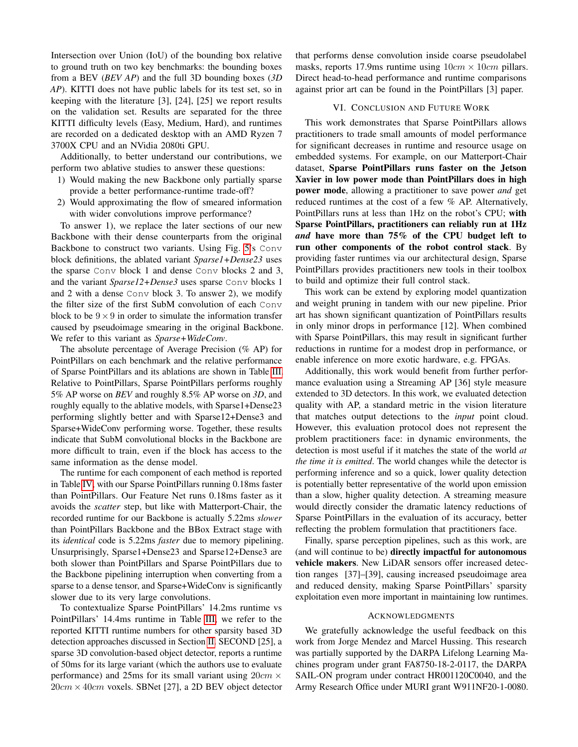Intersection over Union (IoU) of the bounding box relative to ground truth on two key benchmarks: the bounding boxes from a BEV (*BEV AP*) and the full 3D bounding boxes (*3D AP*). KITTI does not have public labels for its test set, so in keeping with the literature [3], [24], [25] we report results on the validation set. Results are separated for the three KITTI difficulty levels (Easy, Medium, Hard), and runtimes are recorded on a dedicated desktop with an AMD Ryzen 7 3700X CPU and an NVidia 2080ti GPU.

Additionally, to better understand our contributions, we perform two ablative studies to answer these questions:

1) Would making the new Backbone only partially sparse provide a better performance-runtime trade-off?
2) Would approximating the flow of smeared information with wider convolutions improve performance?

To answer 1), we replace the later sections of our new Backbone with their dense counterparts from the original Backbone to construct two variants. Using Fig. 5's `Conv` block definitions, the ablated variant *Sparse1+Dense23* uses the sparse `Conv` block 1 and dense `Conv` blocks 2 and 3, and the variant *Sparse12+Dense3* uses sparse `Conv` blocks 1 and 2 with a dense `Conv` block 3. To answer 2), we modify the filter size of the first SubM convolution of each `Conv` block to be $9 \times 9$ in order to simulate the information transfer caused by pseudoimage smearing in the original Backbone. We refer to this variant as *Sparse+WideConv*.

The absolute percentage of Average Precision (% AP) for PointPillars on each benchmark and the relative performance of Sparse PointPillars and its ablations are shown in Table III. Relative to PointPillars, Sparse PointPillars performs roughly 5% AP worse on *BEV* and roughly 8.5% AP worse on *3D*, and roughly equally to the ablative models, with Sparse1+Dense23 performing slightly better and with Sparse12+Dense3 and Sparse+WideConv performing worse. Together, these results indicate that SubM convolutional blocks in the Backbone are more difficult to train, even if the block has access to the same information as the dense model.

The runtime for each component of each method is reported in Table IV, with our Sparse PointPillars running 0.18ms faster than PointPillars. Our Feature Net runs 0.18ms faster as it avoids the *scatter* step, but like with Matterport-Chair, the recorded runtime for our Backbone is actually 5.22ms *slower* than PointPillars Backbone and the BBox Extract stage with its *identical* code is 5.22ms *faster* due to memory pipelining. Unsurprisingly, Sparse1+Dense23 and Sparse12+Dense3 are both slower than PointPillars and Sparse PointPillars due to the Backbone pipelining interruption when converting from a sparse to a dense tensor, and Sparse+WideConv is significantly slower due to its very large convolutions.

To contextualize Sparse PointPillars' 14.2ms runtime vs PointPillars' 14.4ms runtime in Table III, we refer to the reported KITTI runtime numbers for other sparsity based 3D detection approaches discussed in Section II. SECOND [25], a sparse 3D convolution-based object detector, reports a runtime of 50ms for its large variant (which the authors use to evaluate performance) and 25ms for its small variant using $20cm \times 20cm \times 40cm$ voxels. SBNet [27], a 2D BEV object detector that performs dense convolution inside coarse pseudolabel masks, reports 17.9ms runtime using $10cm \times 10cm$ pillars. Direct head-to-head performance and runtime comparisons against prior art can be found in the PointPillars [3] paper.

## VI. Conclusion and Future Work

This work demonstrates that Sparse PointPillars allows practitioners to trade small amounts of model performance for significant decreases in runtime and resource usage on embedded systems. For example, on our Matterport-Chair dataset, **Sparse PointPillars runs faster on the Jetson Xavier in low power mode than PointPillars does in high power mode**, allowing a practitioner to save power *and* get reduced runtimes at the cost of a few % AP. Alternatively, PointPillars runs at less than 1Hz on the robot's CPU; **with Sparse PointPillars, practitioners can reliably run at 1Hz *and* have more than 75% of the CPU budget left to run other components of the robot control stack**. By providing faster runtimes via our architectural design, Sparse PointPillars provides practitioners new tools in their toolbox to build and optimize their full control stack.

This work can be extend by exploring model quantization and weight pruning in tandem with our new pipeline. Prior art has shown significant quantization of PointPillars results in only minor drops in performance [12]. When combined with Sparse PointPillars, this may result in significant further reductions in runtime for a modest drop in performance, or enable inference on more exotic hardware, e.g. FPGAs.

Additionally, this work would benefit from further performance evaluation using a Streaming AP [36] style measure extended to 3D detectors. In this work, we evaluated detection quality with AP, a standard metric in the vision literature that matches output detections to the *input* point cloud. However, this evaluation protocol does not represent the problem practitioners face: in dynamic environments, the detection is most useful if it matches the state of the world *at the time it is emitted*. The world changes while the detector is performing inference and so a quick, lower quality detection is potentially better representative of the world upon emission than a slow, higher quality detection. A streaming measure would directly consider the dramatic latency reductions of Sparse PointPillars in the evaluation of its accuracy, better reflecting the problem formulation that practitioners face.

Finally, sparse perception pipelines, such as this work, are (and will continue to be) **directly impactful for autonomous vehicle makers**. New LiDAR sensors offer increased detection ranges [37]–[39], causing increased pseudoimage area and reduced density, making Sparse PointPillars' sparsity exploitation even more important in maintaining low runtimes.

## Acknowledgments

We gratefully acknowledge the useful feedback on this work from Jorge Mendez and Marcel Hussing. This research was partially supported by the DARPA Lifelong Learning Machines program under grant FA8750-18-2-0117, the DARPA SAIL-ON program under contract HR001120C0040, and the Army Research Office under MURI grant W911NF20-1-0080.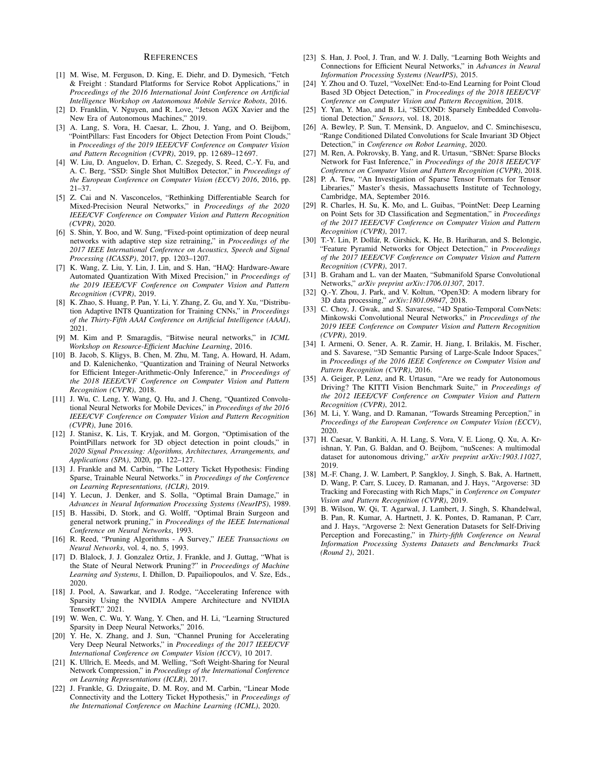## References

[1] M. Wise, M. Ferguson, D. King, E. Diehr, and D. Dymesich, "Fetch & Freight : Standard Platforms for Service Robot Applications," in *Proceedings of the 2016 International Joint Conference on Artificial Intelligence Workshop on Autonomous Mobile Service Robots*, 2016.

[2] D. Franklin, V. Nguyen, and R. Love, "Jetson AGX Xavier and the New Era of Autonomous Machines," 2019.

[3] A. Lang, S. Vora, H. Caesar, L. Zhou, J. Yang, and O. Beijbom, "PointPillars: Fast Encoders for Object Detection From Point Clouds," in *Proceedings of the 2019 IEEE/CVF Conference on Computer Vision and Pattern Recognition (CVPR)*, 2019, pp. 12 689–12 697.

[4] W. Liu, D. Anguelov, D. Erhan, C. Szegedy, S. Reed, C.-Y. Fu, and A. C. Berg, "SSD: Single Shot MultiBox Detector," in *Proceedings of the European Conference on Computer Vision (ECCV) 2016*, 2016, pp. 21–37.

[5] Z. Cai and N. Vasconcelos, "Rethinking Differentiable Search for Mixed-Precision Neural Networks," in *Proceedings of the 2020 IEEE/CVF Conference on Computer Vision and Pattern Recognition (CVPR)*, 2020.

[6] S. Shin, Y. Boo, and W. Sung, "Fixed-point optimization of deep neural networks with adaptive step size retraining," in *Proceedings of the 2017 IEEE International Conference on Acoustics, Speech and Signal Processing (ICASSP)*, 2017, pp. 1203–1207.

[7] K. Wang, Z. Liu, Y. Lin, J. Lin, and S. Han, "HAQ: Hardware-Aware Automated Quantization With Mixed Precision," in *Proceedings of the 2019 IEEE/CVF Conference on Computer Vision and Pattern Recognition (CVPR)*, 2019.

[8] K. Zhao, S. Huang, P. Pan, Y. Li, Y. Zhang, Z. Gu, and Y. Xu, "Distribution Adaptive INT8 Quantization for Training CNNs," in *Proceedings of the Thirty-Fifth AAAI Conference on Artificial Intelligence (AAAI)*, 2021.

[9] M. Kim and P. Smaragdis, "Bitwise neural networks," in *ICML Workshop on Resource-Efficient Machine Learning*, 2016.

[10] B. Jacob, S. Kligys, B. Chen, M. Zhu, M. Tang, A. Howard, H. Adam, and D. Kalenichenko, "Quantization and Training of Neural Networks for Efficient Integer-Arithmetic-Only Inference," in *Proceedings of the 2018 IEEE/CVF Conference on Computer Vision and Pattern Recognition (CVPR)*, 2018.

[11] J. Wu, C. Leng, Y. Wang, Q. Hu, and J. Cheng, "Quantized Convolutional Neural Networks for Mobile Devices," in *Proceedings of the 2016 IEEE/CVF Conference on Computer Vision and Pattern Recognition (CVPR)*, June 2016.

[12] J. Stanisz, K. Lis, T. Kryjak, and M. Gorgon, "Optimisation of the PointPillars network for 3D object detection in point clouds," in *2020 Signal Processing: Algorithms, Architectures, Arrangements, and Applications (SPA)*, 2020, pp. 122–127.

[13] J. Frankle and M. Carbin, "The Lottery Ticket Hypothesis: Finding Sparse, Trainable Neural Networks." in *Proceedings of the Conference on Learning Representations, (ICLR)*, 2019.

[14] Y. Lecun, J. Denker, and S. Solla, "Optimal Brain Damage," in *Advances in Neural Information Processing Systems (NeurIPS)*, 1989.

[15] B. Hassibi, D. Stork, and G. Wolff, "Optimal Brain Surgeon and general network pruning," in *Proceedings of the IEEE International Conference on Neural Networks*, 1993.

[16] R. Reed, "Pruning Algorithms - A Survey," *IEEE Transactions on Neural Networks*, vol. 4, no. 5, 1993.

[17] D. Blalock, J. J. Gonzalez Ortiz, J. Frankle, and J. Guttag, "What is the State of Neural Network Pruning?" in *Proceedings of Machine Learning and Systems*, I. Dhillon, D. Papailiopoulos, and V. Sze, Eds., 2020.

[18] J. Pool, A. Sawarkar, and J. Rodge, "Accelerating Inference with Sparsity Using the NVIDIA Ampere Architecture and NVIDIA TensorRT," 2021.

[19] W. Wen, C. Wu, Y. Wang, Y. Chen, and H. Li, "Learning Structured Sparsity in Deep Neural Networks," 2016.

[20] Y. He, X. Zhang, and J. Sun, "Channel Pruning for Accelerating Very Deep Neural Networks," in *Proceedings of the 2017 IEEE/CVF International Conference on Computer Vision (ICCV)*, 10 2017.

[21] K. Ullrich, E. Meeds, and M. Welling, "Soft Weight-Sharing for Neural Network Compression," in *Proceedings of the International Conference on Learning Representations (ICLR)*, 2017.

[22] J. Frankle, G. Dziugaite, D. M. Roy, and M. Carbin, "Linear Mode Connectivity and the Lottery Ticket Hypothesis," in *Proceedings of the International Conference on Machine Learning (ICML)*, 2020.

[23] S. Han, J. Pool, J. Tran, and W. J. Dally, "Learning Both Weights and Connections for Efficient Neural Networks," in *Advances in Neural Information Processing Systems (NeurIPS)*, 2015.

[24] Y. Zhou and O. Tuzel, "VoxelNet: End-to-End Learning for Point Cloud Based 3D Object Detection," in *Proceedings of the 2018 IEEE/CVF Conference on Computer Vision and Pattern Recognition*, 2018.

[25] Y. Yan, Y. Mao, and B. Li, "SECOND: Sparsely Embedded Convolutional Detection," *Sensors*, vol. 18, 2018.

[26] A. Bewley, P. Sun, T. Mensink, D. Anguelov, and C. Sminchisescu, "Range Conditioned Dilated Convolutions for Scale Invariant 3D Object Detection," in *Conference on Robot Learning*, 2020.

[27] M. Ren, A. Pokrovsky, B. Yang, and R. Urtasun, "SBNet: Sparse Blocks Network for Fast Inference," in *Proceedings of the 2018 IEEE/CVF Conference on Computer Vision and Pattern Recognition (CVPR)*, 2018.

[28] P. A. Tew, "An Investigation of Sparse Tensor Formats for Tensor Libraries," Master's thesis, Massachusetts Institute of Technology, Cambridge, MA, September 2016.

[29] R. Charles, H. Su, K. Mo, and L. Guibas, "PointNet: Deep Learning on Point Sets for 3D Classification and Segmentation," in *Proceedings of the 2017 IEEE/CVF Conference on Computer Vision and Pattern Recognition (CVPR)*, 2017.

[30] T.-Y. Lin, P. Dollár, R. Girshick, K. He, B. Hariharan, and S. Belongie, "Feature Pyramid Networks for Object Detection," in *Proceedings of the 2017 IEEE/CVF Conference on Computer Vision and Pattern Recognition (CVPR)*, 2017.

[31] B. Graham and L. van der Maaten, "Submanifold Sparse Convolutional Networks," *arXiv preprint arXiv:1706.01307*, 2017.

[32] Q.-Y. Zhou, J. Park, and V. Koltun, "Open3D: A modern library for 3D data processing," *arXiv:1801.09847*, 2018.

[33] C. Choy, J. Gwak, and S. Savarese, "4D Spatio-Temporal ConvNets: Minkowski Convolutional Neural Networks," in *Proceedings of the 2019 IEEE Conference on Computer Vision and Pattern Recognition (CVPR)*, 2019.

[34] I. Armeni, O. Sener, A. R. Zamir, H. Jiang, I. Brilakis, M. Fischer, and S. Savarese, "3D Semantic Parsing of Large-Scale Indoor Spaces," in *Proceedings of the 2016 IEEE Conference on Computer Vision and Pattern Recognition (CVPR)*, 2016.

[35] A. Geiger, P. Lenz, and R. Urtasun, "Are we ready for Autonomous Driving? The KITTI Vision Benchmark Suite," in *Proceedings of the 2012 IEEE/CVF Conference on Computer Vision and Pattern Recognition (CVPR)*, 2012.

[36] M. Li, Y. Wang, and D. Ramanan, "Towards Streaming Perception," in *Proceedings of the European Conference on Computer Vision (ECCV)*, 2020.

[37] H. Caesar, V. Bankiti, A. H. Lang, S. Vora, V. E. Liong, Q. Xu, A. Krishnan, Y. Pan, G. Baldan, and O. Beijbom, "nuScenes: A multimodal dataset for autonomous driving," *arXiv preprint arXiv:1903.11027*, 2019.

[38] M.-F. Chang, J. W. Lambert, P. Sangkloy, J. Singh, S. Bak, A. Hartnett, D. Wang, P. Carr, S. Lucey, D. Ramanan, and J. Hays, "Argoverse: 3D Tracking and Forecasting with Rich Maps," in *Conference on Computer Vision and Pattern Recognition (CVPR)*, 2019.

[39] B. Wilson, W. Qi, T. Agarwal, J. Lambert, J. Singh, S. Khandelwal, B. Pan, R. Kumar, A. Hartnett, J. K. Pontes, D. Ramanan, P. Carr, and J. Hays, "Argoverse 2: Next Generation Datasets for Self-Driving Perception and Forecasting," in *Thirty-fifth Conference on Neural Information Processing Systems Datasets and Benchmarks Track (Round 2)*, 2021.